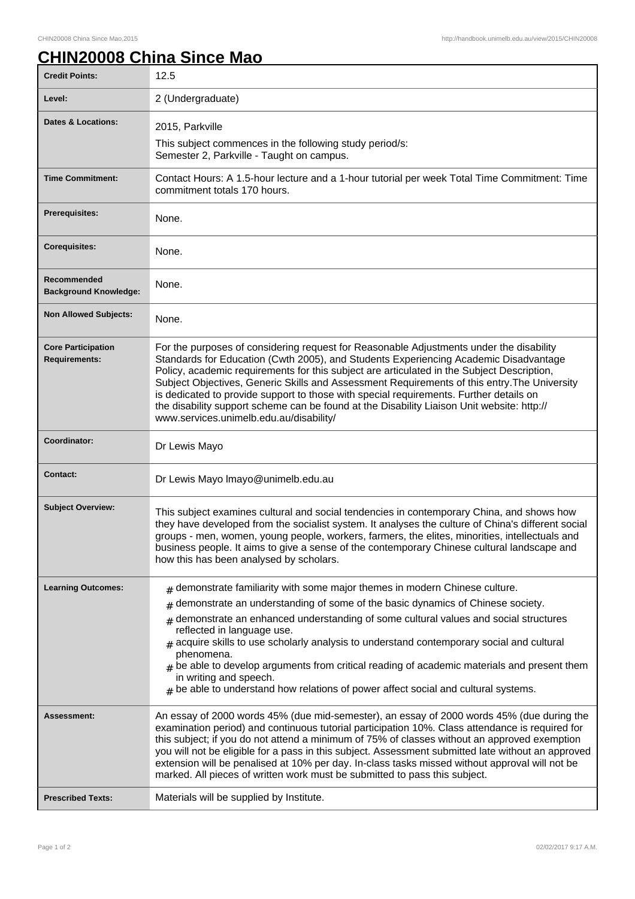# CHIN20008 China Since Mao

| | |
|---|---|
| **Credit Points:** | 12.5 |
| **Level:** | 2 (Undergraduate) |
| **Dates & Locations:** | 2015, Parkville<br>This subject commences in the following study period/s:<br>Semester 2, Parkville - Taught on campus. |
| **Time Commitment:** | Contact Hours: A 1.5-hour lecture and a 1-hour tutorial per week Total Time Commitment: Time commitment totals 170 hours. |
| **Prerequisites:** | None. |
| **Corequisites:** | None. |
| **Recommended Background Knowledge:** | None. |
| **Non Allowed Subjects:** | None. |
| **Core Participation Requirements:** | For the purposes of considering request for Reasonable Adjustments under the disability Standards for Education (Cwth 2005), and Students Experiencing Academic Disadvantage Policy, academic requirements for this subject are articulated in the Subject Description, Subject Objectives, Generic Skills and Assessment Requirements of this entry.The University is dedicated to provide support to those with special requirements. Further details on the disability support scheme can be found at the Disability Liaison Unit website: http://www.services.unimelb.edu.au/disability/ |
| **Coordinator:** | Dr Lewis Mayo |
| **Contact:** | Dr Lewis Mayo lmayo@unimelb.edu.au |
| **Subject Overview:** | This subject examines cultural and social tendencies in contemporary China, and shows how they have developed from the socialist system. It analyses the culture of China's different social groups - men, women, young people, workers, farmers, the elites, minorities, intellectuals and business people. It aims to give a sense of the contemporary Chinese cultural landscape and how this has been analysed by scholars. |
| **Learning Outcomes:** | # demonstrate familiarity with some major themes in modern Chinese culture.<br># demonstrate an understanding of some of the basic dynamics of Chinese society.<br># demonstrate an enhanced understanding of some cultural values and social structures reflected in language use.<br># acquire skills to use scholarly analysis to understand contemporary social and cultural phenomena.<br># be able to develop arguments from critical reading of academic materials and present them in writing and speech.<br># be able to understand how relations of power affect social and cultural systems. |
| **Assessment:** | An essay of 2000 words 45% (due mid-semester), an essay of 2000 words 45% (due during the examination period) and continuous tutorial participation 10%. Class attendance is required for this subject; if you do not attend a minimum of 75% of classes without an approved exemption you will not be eligible for a pass in this subject. Assessment submitted late without an approved extension will be penalised at 10% per day. In-class tasks missed without approval will not be marked. All pieces of written work must be submitted to pass this subject. |
| **Prescribed Texts:** | Materials will be supplied by Institute. |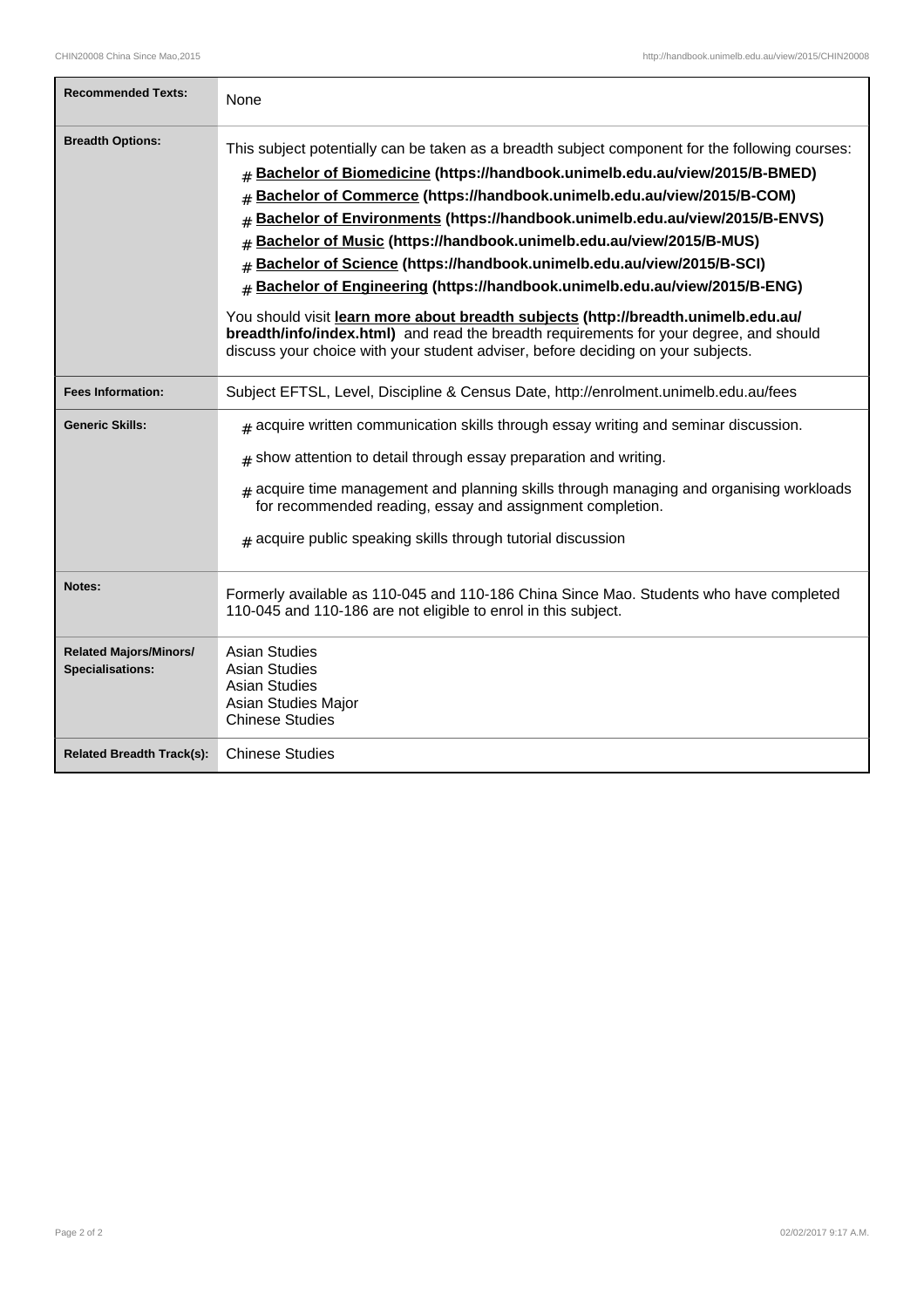| | |
|---|---|
| **Recommended Texts:** | None |
| **Breadth Options:** | This subject potentially can be taken as a breadth subject component for the following courses:<br># **Bachelor of Biomedicine (https://handbook.unimelb.edu.au/view/2015/B-BMED)**<br># **Bachelor of Commerce (https://handbook.unimelb.edu.au/view/2015/B-COM)**<br># **Bachelor of Environments (https://handbook.unimelb.edu.au/view/2015/B-ENVS)**<br># **Bachelor of Music (https://handbook.unimelb.edu.au/view/2015/B-MUS)**<br># **Bachelor of Science (https://handbook.unimelb.edu.au/view/2015/B-SCI)**<br># **Bachelor of Engineering (https://handbook.unimelb.edu.au/view/2015/B-ENG)**<br><br>You should visit **learn more about breadth subjects (http://breadth.unimelb.edu.au/breadth/info/index.html)** and read the breadth requirements for your degree, and should discuss your choice with your student adviser, before deciding on your subjects. |
| **Fees Information:** | Subject EFTSL, Level, Discipline & Census Date, http://enrolment.unimelb.edu.au/fees |
| **Generic Skills:** | # acquire written communication skills through essay writing and seminar discussion.<br># show attention to detail through essay preparation and writing.<br># acquire time management and planning skills through managing and organising workloads for recommended reading, essay and assignment completion.<br># acquire public speaking skills through tutorial discussion |
| **Notes:** | Formerly available as 110-045 and 110-186 China Since Mao. Students who have completed 110-045 and 110-186 are not eligible to enrol in this subject. |
| **Related Majors/Minors/ Specialisations:** | Asian Studies<br>Asian Studies<br>Asian Studies<br>Asian Studies Major<br>Chinese Studies |
| **Related Breadth Track(s):** | Chinese Studies |